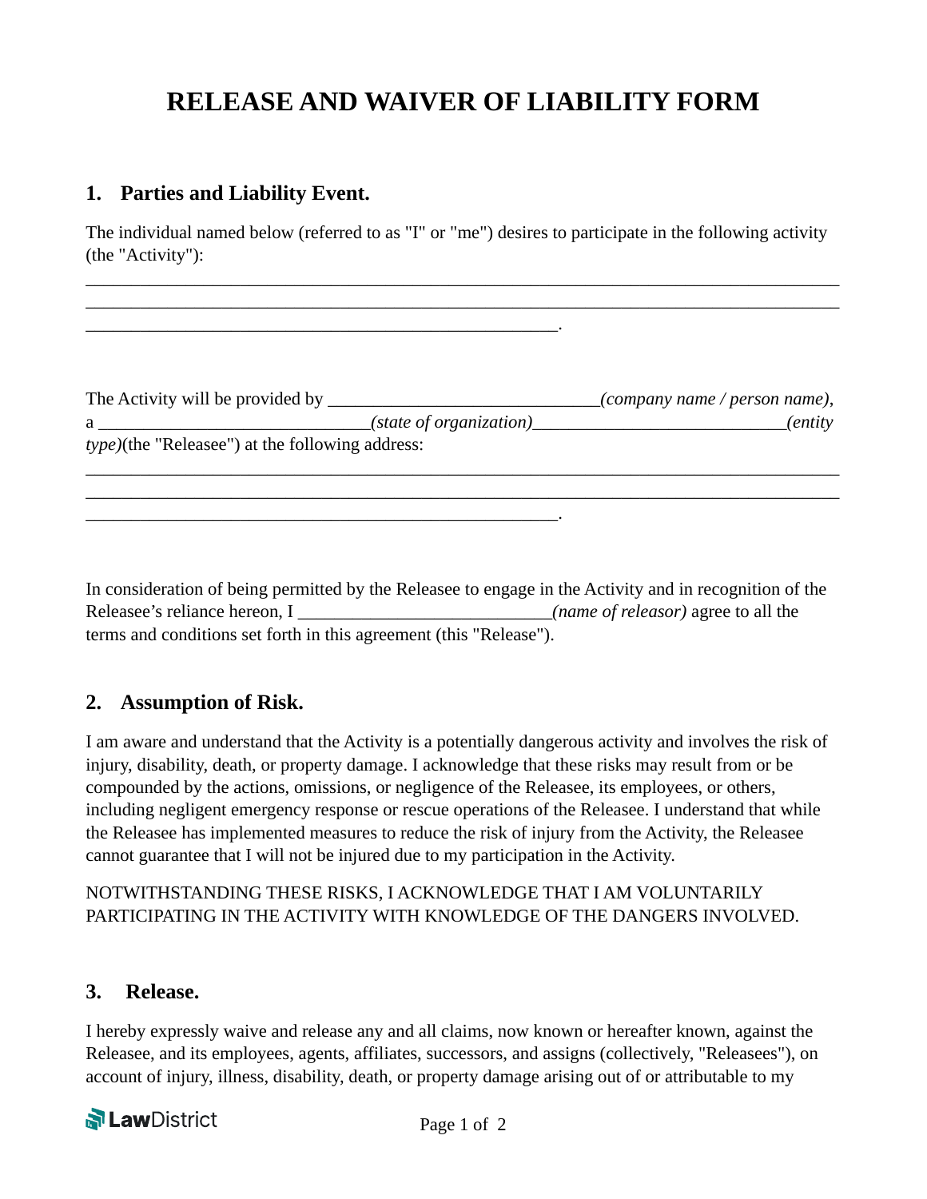# RELEASE AND WAIVER OF LIABILITY FORM

## 1. Parties and Liability Event.

The individual named below (referred to as "I" or "me") desires to participate in the following activity (the "Activity"):

__________________________________________________________________________________
__________________________________________________________________________________
_______________________________________________________.

The Activity will be provided by ______________________________*(company name / person name)*, a ______________________________*(state of organization)*____________________________*(entity type)*(the "Releasee") at the following address:

__________________________________________________________________________________
__________________________________________________________________________________
_______________________________________________________.

In consideration of being permitted by the Releasee to engage in the Activity and in recognition of the Releasee's reliance hereon, I ____________________________*(name of releasor)* agree to all the terms and conditions set forth in this agreement (this "Release").

## 2. Assumption of Risk.

I am aware and understand that the Activity is a potentially dangerous activity and involves the risk of injury, disability, death, or property damage. I acknowledge that these risks may result from or be compounded by the actions, omissions, or negligence of the Releasee, its employees, or others, including negligent emergency response or rescue operations of the Releasee. I understand that while the Releasee has implemented measures to reduce the risk of injury from the Activity, the Releasee cannot guarantee that I will not be injured due to my participation in the Activity.

NOTWITHSTANDING THESE RISKS, I ACKNOWLEDGE THAT I AM VOLUNTARILY PARTICIPATING IN THE ACTIVITY WITH KNOWLEDGE OF THE DANGERS INVOLVED.

## 3. Release.

I hereby expressly waive and release any and all claims, now known or hereafter known, against the Releasee, and its employees, agents, affiliates, successors, and assigns (collectively, "Releasees"), on account of injury, illness, disability, death, or property damage arising out of or attributable to my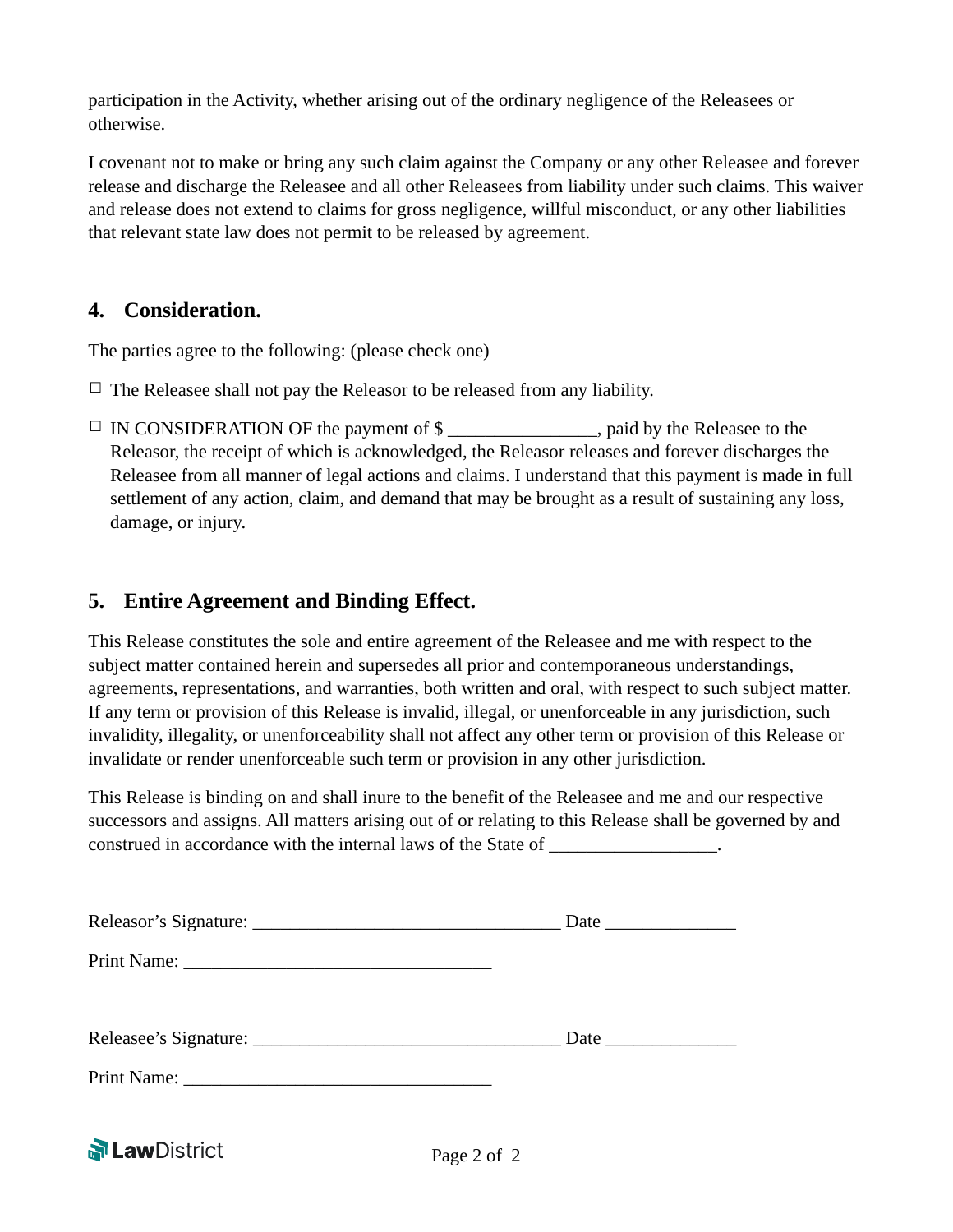participation in the Activity, whether arising out of the ordinary negligence of the Releasees or otherwise.

I covenant not to make or bring any such claim against the Company or any other Releasee and forever release and discharge the Releasee and all other Releasees from liability under such claims. This waiver and release does not extend to claims for gross negligence, willful misconduct, or any other liabilities that relevant state law does not permit to be released by agreement.

## 4. Consideration.

The parties agree to the following: (please check one)

☐ The Releasee shall not pay the Releasor to be released from any liability.

☐ IN CONSIDERATION OF the payment of $ ________________, paid by the Releasee to the Releasor, the receipt of which is acknowledged, the Releasor releases and forever discharges the Releasee from all manner of legal actions and claims. I understand that this payment is made in full settlement of any action, claim, and demand that may be brought as a result of sustaining any loss, damage, or injury.

## 5. Entire Agreement and Binding Effect.

This Release constitutes the sole and entire agreement of the Releasee and me with respect to the subject matter contained herein and supersedes all prior and contemporaneous understandings, agreements, representations, and warranties, both written and oral, with respect to such subject matter. If any term or provision of this Release is invalid, illegal, or unenforceable in any jurisdiction, such invalidity, illegality, or unenforceability shall not affect any other term or provision of this Release or invalidate or render unenforceable such term or provision in any other jurisdiction.

This Release is binding on and shall inure to the benefit of the Releasee and me and our respective successors and assigns. All matters arising out of or relating to this Release shall be governed by and construed in accordance with the internal laws of the State of __________________.

Releasor's Signature: _________________________________ Date ______________

Print Name: _________________________________

Releasee's Signature: _________________________________ Date ______________

Print Name: _________________________________

LawDistrict